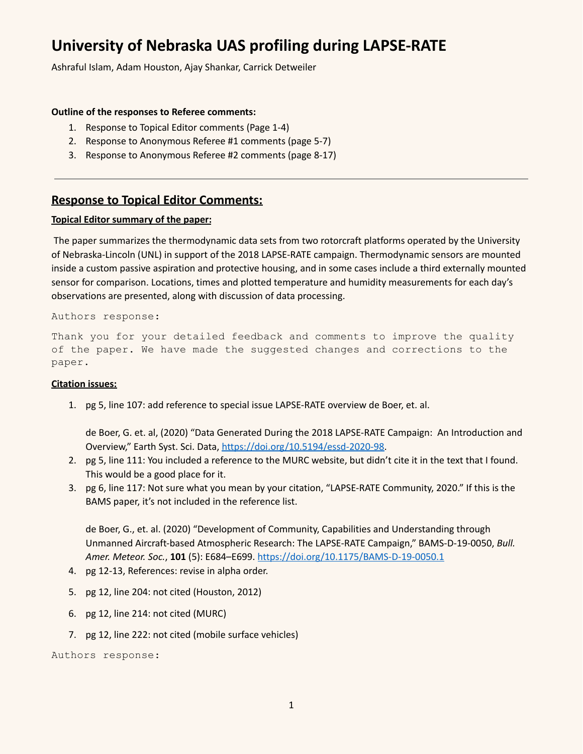# University of Nebraska UAS profiling during LAPSE-RATE

Ashraful Islam, Adam Houston, Ajay Shankar, Carrick Detweiler

**Outline of the responses to Referee comments:**

1. Response to Topical Editor comments (Page 1-4)
2. Response to Anonymous Referee #1 comments (page 5-7)
3. Response to Anonymous Referee #2 comments (page 8-17)

---

## Response to Topical Editor Comments:

**Topical Editor summary of the paper:**

The paper summarizes the thermodynamic data sets from two rotorcraft platforms operated by the University of Nebraska-Lincoln (UNL) in support of the 2018 LAPSE-RATE campaign. Thermodynamic sensors are mounted inside a custom passive aspiration and protective housing, and in some cases include a third externally mounted sensor for comparison. Locations, times and plotted temperature and humidity measurements for each day's observations are presented, along with discussion of data processing.

```
Authors response:

Thank you for your detailed feedback and comments to improve the quality
of the paper. We have made the suggested changes and corrections to the
paper.
```

**Citation issues:**

1. pg 5, line 107: add reference to special issue LAPSE-RATE overview de Boer, et. al.

   de Boer, G. et. al, (2020) "Data Generated During the 2018 LAPSE-RATE Campaign: An Introduction and Overview," Earth Syst. Sci. Data, https://doi.org/10.5194/essd-2020-98.
2. pg 5, line 111: You included a reference to the MURC website, but didn't cite it in the text that I found. This would be a good place for it.
3. pg 6, line 117: Not sure what you mean by your citation, "LAPSE-RATE Community, 2020." If this is the BAMS paper, it's not included in the reference list.

   de Boer, G., et. al. (2020) "Development of Community, Capabilities and Understanding through Unmanned Aircraft-based Atmospheric Research: The LAPSE-RATE Campaign," BAMS-D-19-0050, *Bull. Amer. Meteor. Soc.*, **101** (5): E684–E699. https://doi.org/10.1175/BAMS-D-19-0050.1
4. pg 12-13, References: revise in alpha order.
5. pg 12, line 204: not cited (Houston, 2012)
6. pg 12, line 214: not cited (MURC)
7. pg 12, line 222: not cited (mobile surface vehicles)

```
Authors response:
```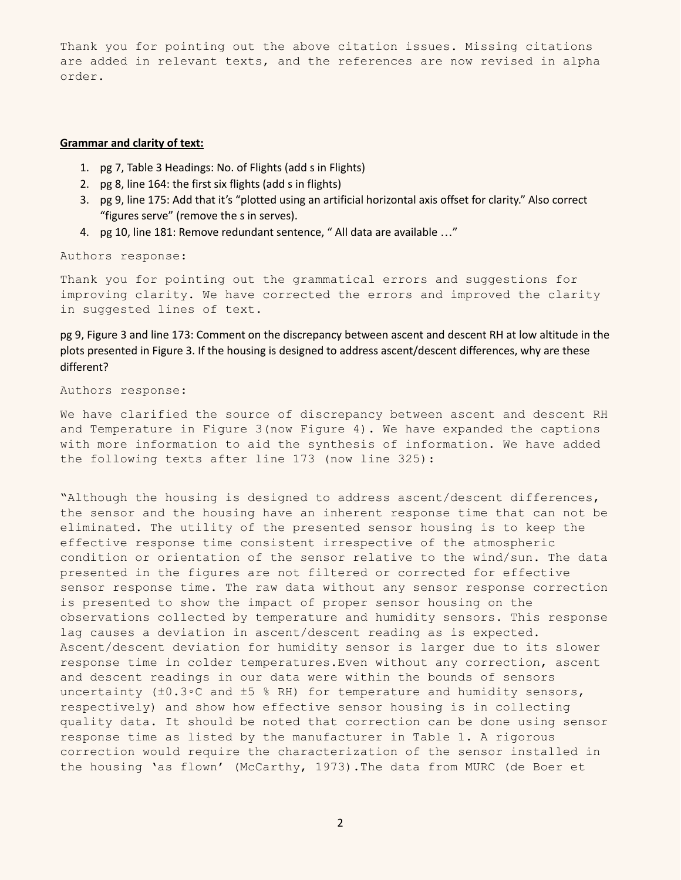Thank you for pointing out the above citation issues. Missing citations are added in relevant texts, and the references are now revised in alpha order.

**Grammar and clarity of text:**

1. pg 7, Table 3 Headings: No. of Flights (add s in Flights)
2. pg 8, line 164: the first six flights (add s in flights)
3. pg 9, line 175: Add that it's "plotted using an artificial horizontal axis offset for clarity." Also correct "figures serve" (remove the s in serves).
4. pg 10, line 181: Remove redundant sentence, " All data are available …"

Authors response:

Thank you for pointing out the grammatical errors and suggestions for improving clarity. We have corrected the errors and improved the clarity in suggested lines of text.

pg 9, Figure 3 and line 173: Comment on the discrepancy between ascent and descent RH at low altitude in the plots presented in Figure 3. If the housing is designed to address ascent/descent differences, why are these different?

Authors response:

We have clarified the source of discrepancy between ascent and descent RH and Temperature in Figure 3(now Figure 4). We have expanded the captions with more information to aid the synthesis of information. We have added the following texts after line 173 (now line 325):

"Although the housing is designed to address ascent/descent differences, the sensor and the housing have an inherent response time that can not be eliminated. The utility of the presented sensor housing is to keep the effective response time consistent irrespective of the atmospheric condition or orientation of the sensor relative to the wind/sun. The data presented in the figures are not filtered or corrected for effective sensor response time. The raw data without any sensor response correction is presented to show the impact of proper sensor housing on the observations collected by temperature and humidity sensors. This response lag causes a deviation in ascent/descent reading as is expected. Ascent/descent deviation for humidity sensor is larger due to its slower response time in colder temperatures.Even without any correction, ascent and descent readings in our data were within the bounds of sensors uncertainty (±0.3◦C and ±5 % RH) for temperature and humidity sensors, respectively) and show how effective sensor housing is in collecting quality data. It should be noted that correction can be done using sensor response time as listed by the manufacturer in Table 1. A rigorous correction would require the characterization of the sensor installed in the housing 'as flown' (McCarthy, 1973).The data from MURC (de Boer et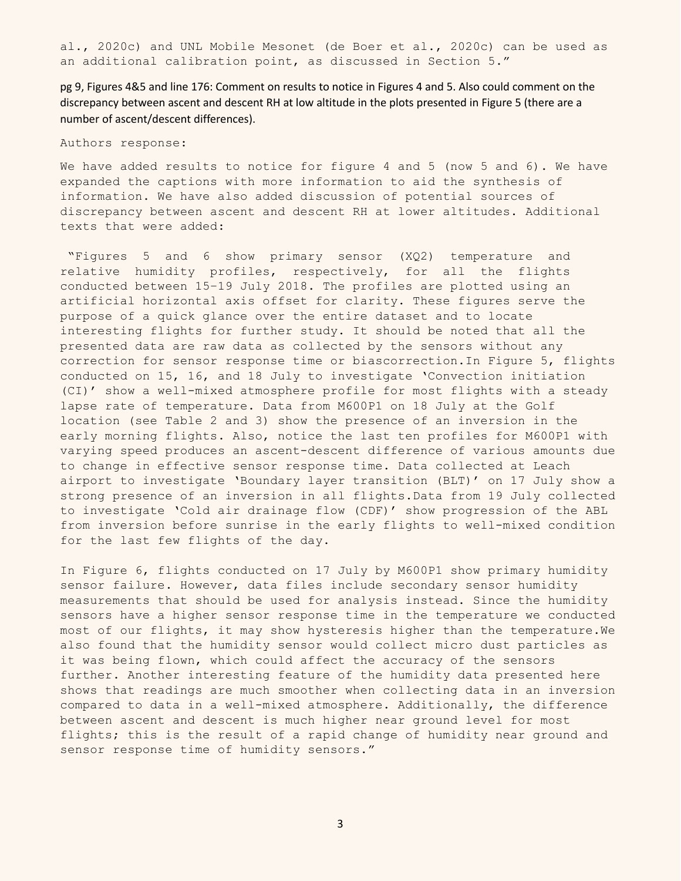al., 2020c) and UNL Mobile Mesonet (de Boer et al., 2020c) can be used as an additional calibration point, as discussed in Section 5."

pg 9, Figures 4&5 and line 176: Comment on results to notice in Figures 4 and 5. Also could comment on the discrepancy between ascent and descent RH at low altitude in the plots presented in Figure 5 (there are a number of ascent/descent differences).

Authors response:

We have added results to notice for figure 4 and 5 (now 5 and 6). We have expanded the captions with more information to aid the synthesis of information. We have also added discussion of potential sources of discrepancy between ascent and descent RH at lower altitudes. Additional texts that were added:

"Figures 5 and 6 show primary sensor (XQ2) temperature and relative humidity profiles, respectively, for all the flights conducted between 15–19 July 2018. The profiles are plotted using an artificial horizontal axis offset for clarity. These figures serve the purpose of a quick glance over the entire dataset and to locate interesting flights for further study. It should be noted that all the presented data are raw data as collected by the sensors without any correction for sensor response time or biascorrection.In Figure 5, flights conducted on 15, 16, and 18 July to investigate 'Convection initiation (CI)' show a well-mixed atmosphere profile for most flights with a steady lapse rate of temperature. Data from M600P1 on 18 July at the Golf location (see Table 2 and 3) show the presence of an inversion in the early morning flights. Also, notice the last ten profiles for M600P1 with varying speed produces an ascent-descent difference of various amounts due to change in effective sensor response time. Data collected at Leach airport to investigate 'Boundary layer transition (BLT)' on 17 July show a strong presence of an inversion in all flights.Data from 19 July collected to investigate 'Cold air drainage flow (CDF)' show progression of the ABL from inversion before sunrise in the early flights to well-mixed condition for the last few flights of the day.

In Figure 6, flights conducted on 17 July by M600P1 show primary humidity sensor failure. However, data files include secondary sensor humidity measurements that should be used for analysis instead. Since the humidity sensors have a higher sensor response time in the temperature we conducted most of our flights, it may show hysteresis higher than the temperature.We also found that the humidity sensor would collect micro dust particles as it was being flown, which could affect the accuracy of the sensors further. Another interesting feature of the humidity data presented here shows that readings are much smoother when collecting data in an inversion compared to data in a well-mixed atmosphere. Additionally, the difference between ascent and descent is much higher near ground level for most flights; this is the result of a rapid change of humidity near ground and sensor response time of humidity sensors."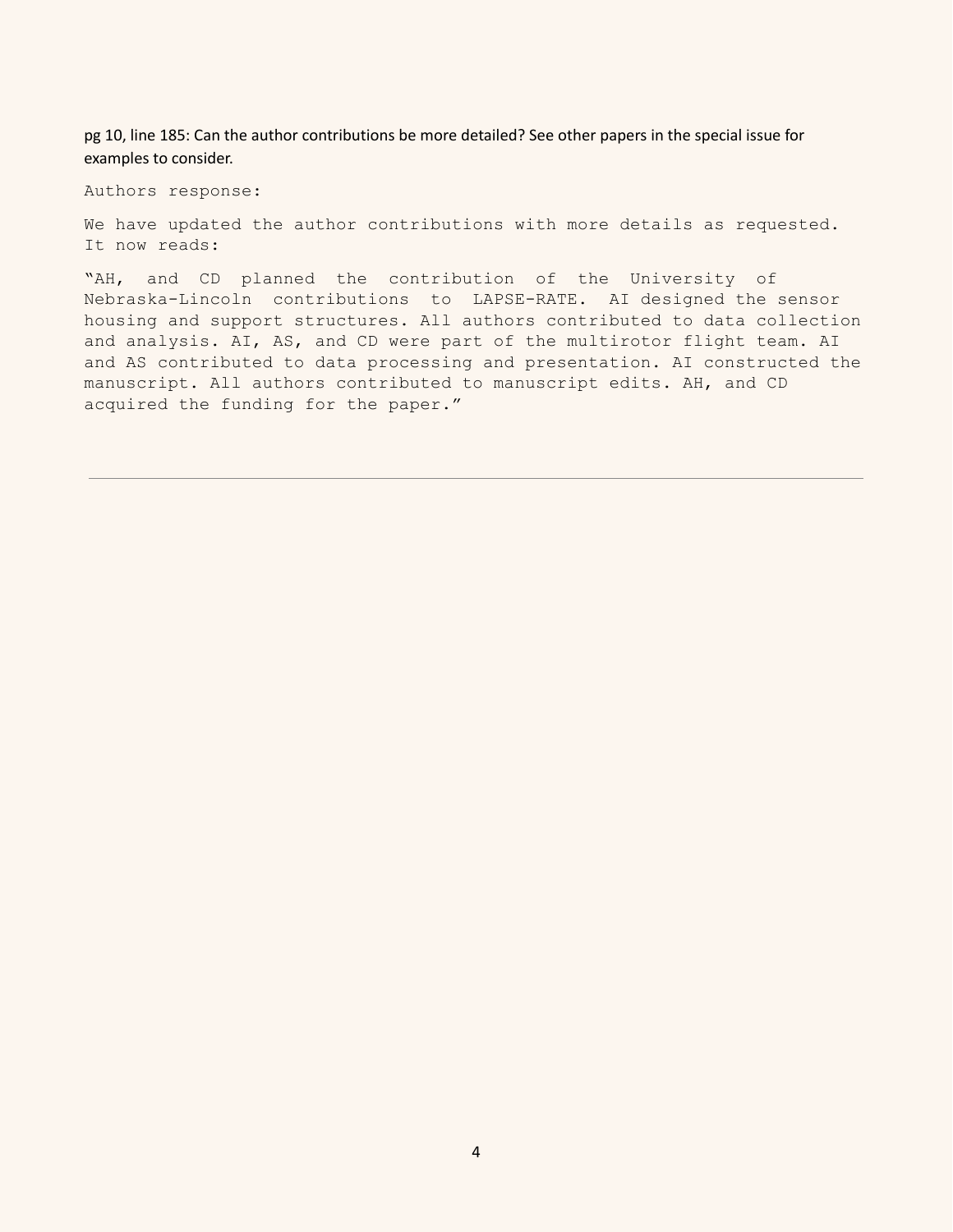pg 10, line 185: Can the author contributions be more detailed? See other papers in the special issue for examples to consider.

Authors response:

We have updated the author contributions with more details as requested. It now reads:

"AH, and CD planned the contribution of the University of Nebraska-Lincoln contributions to LAPSE-RATE. AI designed the sensor housing and support structures. All authors contributed to data collection and analysis. AI, AS, and CD were part of the multirotor flight team. AI and AS contributed to data processing and presentation. AI constructed the manuscript. All authors contributed to manuscript edits. AH, and CD acquired the funding for the paper."

---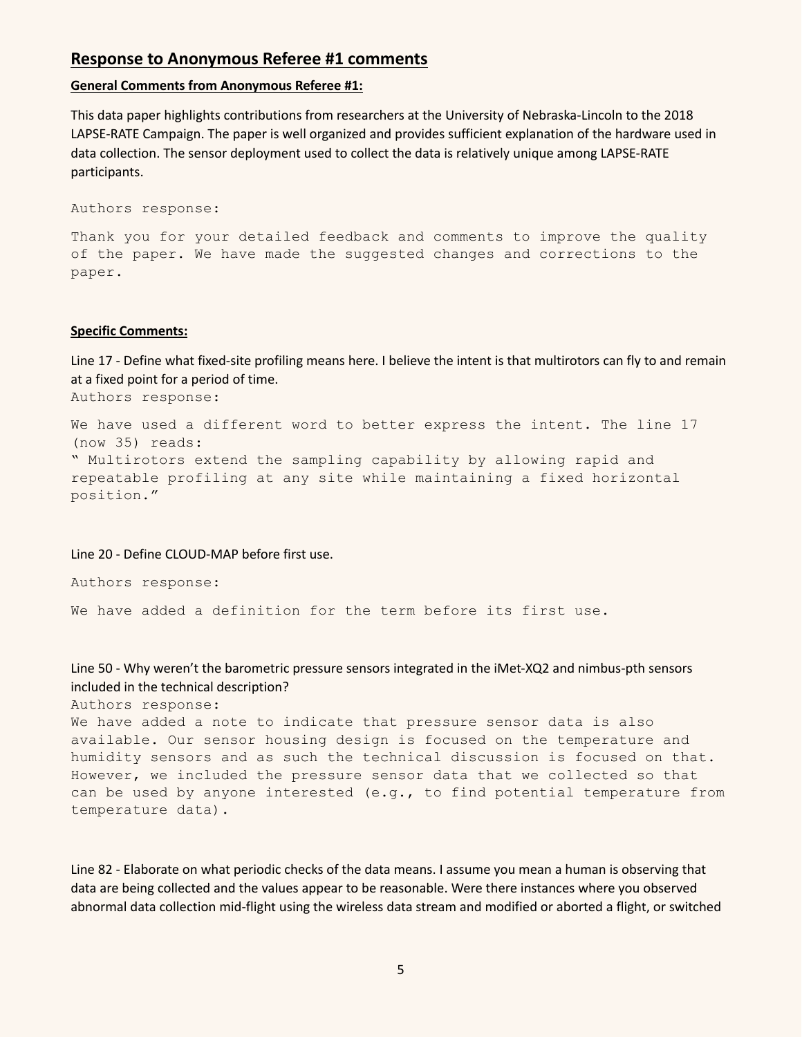## Response to Anonymous Referee #1 comments

**General Comments from Anonymous Referee #1:**

This data paper highlights contributions from researchers at the University of Nebraska-Lincoln to the 2018 LAPSE-RATE Campaign. The paper is well organized and provides sufficient explanation of the hardware used in data collection. The sensor deployment used to collect the data is relatively unique among LAPSE-RATE participants.

Authors response:

Thank you for your detailed feedback and comments to improve the quality of the paper. We have made the suggested changes and corrections to the paper.

**Specific Comments:**

Line 17 - Define what fixed-site profiling means here. I believe the intent is that multirotors can fly to and remain at a fixed point for a period of time.

Authors response:

We have used a different word to better express the intent. The line 17 (now 35) reads:

" Multirotors extend the sampling capability by allowing rapid and repeatable profiling at any site while maintaining a fixed horizontal position."

Line 20 - Define CLOUD-MAP before first use.

Authors response:

We have added a definition for the term before its first use.

Line 50 - Why weren't the barometric pressure sensors integrated in the iMet-XQ2 and nimbus-pth sensors included in the technical description?

Authors response:

We have added a note to indicate that pressure sensor data is also available. Our sensor housing design is focused on the temperature and humidity sensors and as such the technical discussion is focused on that. However, we included the pressure sensor data that we collected so that can be used by anyone interested (e.g., to find potential temperature from temperature data).

Line 82 - Elaborate on what periodic checks of the data means. I assume you mean a human is observing that data are being collected and the values appear to be reasonable. Were there instances where you observed abnormal data collection mid-flight using the wireless data stream and modified or aborted a flight, or switched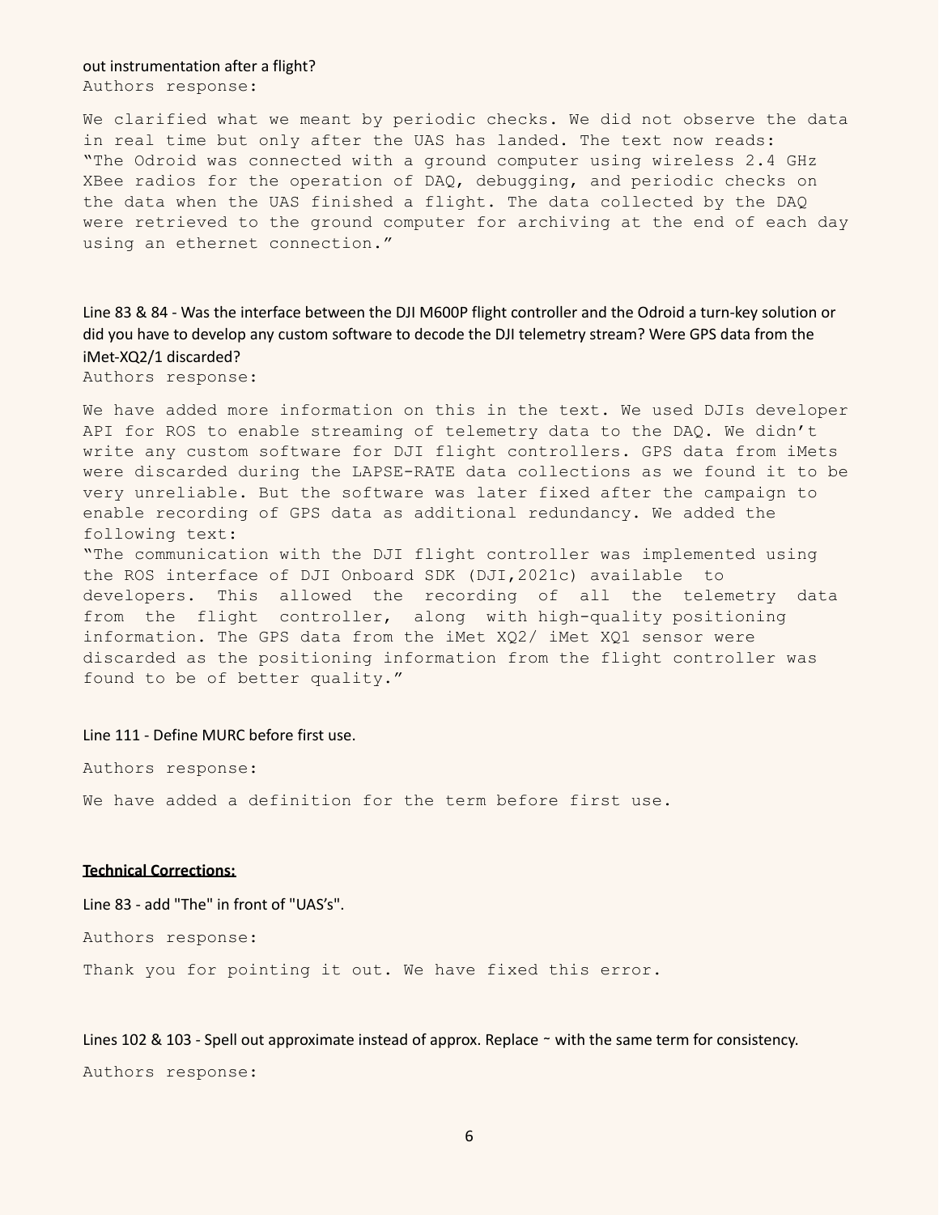out instrumentation after a flight?

Authors response:

We clarified what we meant by periodic checks. We did not observe the data in real time but only after the UAS has landed. The text now reads: "The Odroid was connected with a ground computer using wireless 2.4 GHz XBee radios for the operation of DAQ, debugging, and periodic checks on the data when the UAS finished a flight. The data collected by the DAQ were retrieved to the ground computer for archiving at the end of each day using an ethernet connection."

Line 83 & 84 - Was the interface between the DJI M600P flight controller and the Odroid a turn-key solution or did you have to develop any custom software to decode the DJI telemetry stream? Were GPS data from the iMet-XQ2/1 discarded?

Authors response:

We have added more information on this in the text. We used DJIs developer API for ROS to enable streaming of telemetry data to the DAQ. We didn't write any custom software for DJI flight controllers. GPS data from iMets were discarded during the LAPSE-RATE data collections as we found it to be very unreliable. But the software was later fixed after the campaign to enable recording of GPS data as additional redundancy. We added the following text:

"The communication with the DJI flight controller was implemented using the ROS interface of DJI Onboard SDK (DJI,2021c) available to developers. This allowed the recording of all the telemetry data from the flight controller, along with high-quality positioning information. The GPS data from the iMet XQ2/ iMet XQ1 sensor were discarded as the positioning information from the flight controller was found to be of better quality."

Line 111 - Define MURC before first use.

Authors response:

We have added a definition for the term before first use.

**Technical Corrections:**

Line 83 - add "The" in front of "UAS's".

Authors response:

Thank you for pointing it out. We have fixed this error.

Lines 102 & 103 - Spell out approximate instead of approx. Replace ~ with the same term for consistency.

Authors response: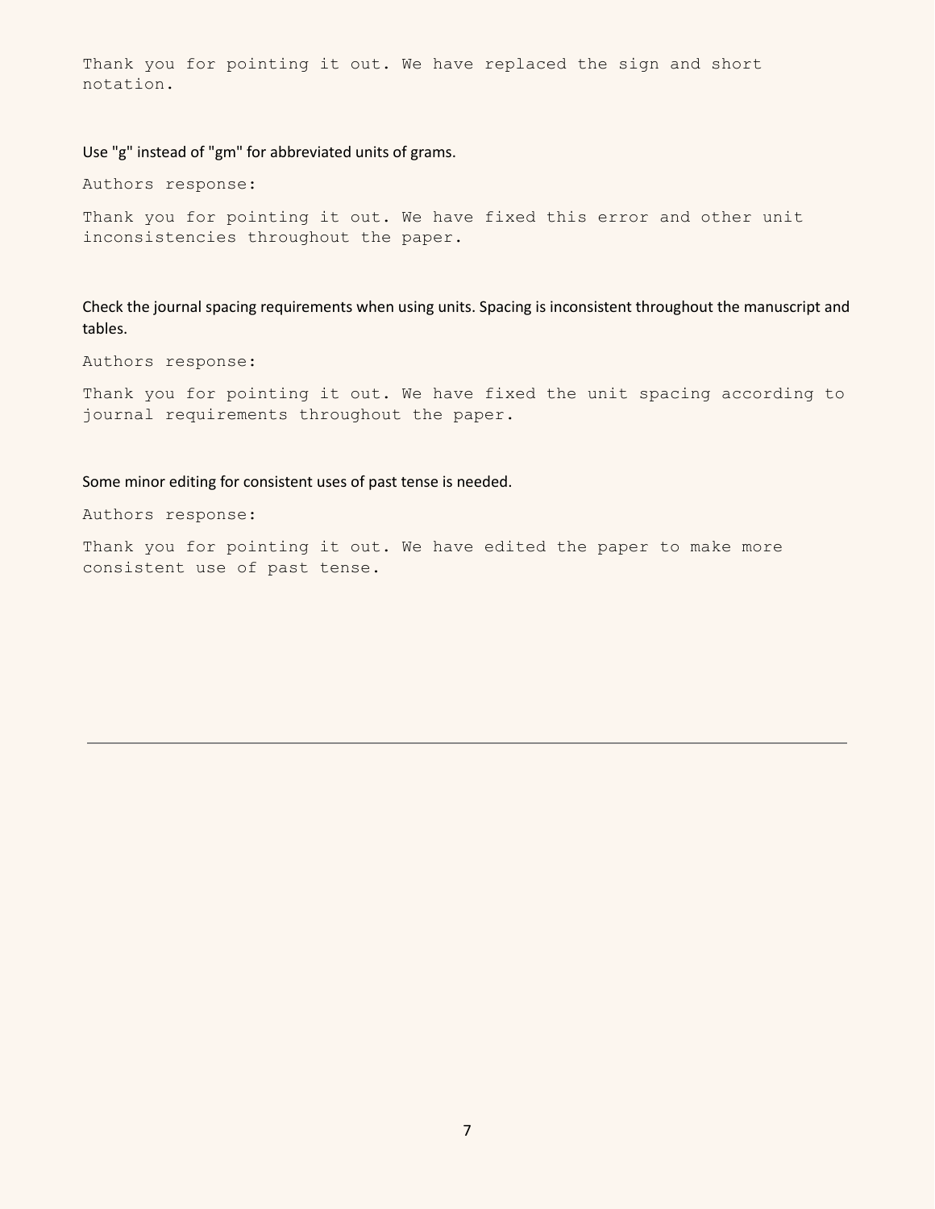Thank you for pointing it out. We have replaced the sign and short notation.

Use "g" instead of "gm" for abbreviated units of grams.

Authors response:

Thank you for pointing it out. We have fixed this error and other unit inconsistencies throughout the paper.

Check the journal spacing requirements when using units. Spacing is inconsistent throughout the manuscript and tables.

Authors response:

Thank you for pointing it out. We have fixed the unit spacing according to journal requirements throughout the paper.

Some minor editing for consistent uses of past tense is needed.

Authors response:

Thank you for pointing it out. We have edited the paper to make more consistent use of past tense.

---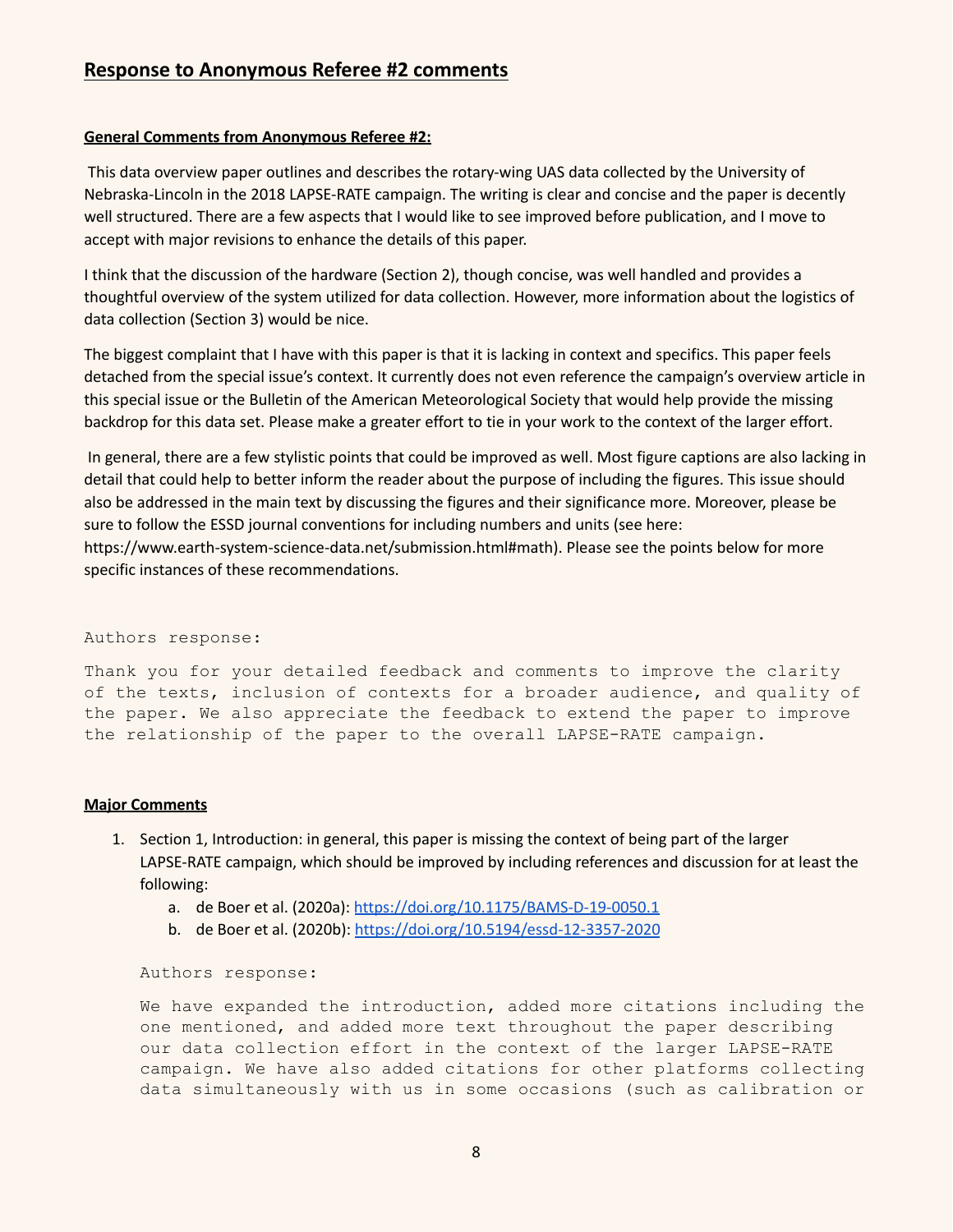## Response to Anonymous Referee #2 comments

**General Comments from Anonymous Referee #2:**

This data overview paper outlines and describes the rotary-wing UAS data collected by the University of Nebraska-Lincoln in the 2018 LAPSE-RATE campaign. The writing is clear and concise and the paper is decently well structured. There are a few aspects that I would like to see improved before publication, and I move to accept with major revisions to enhance the details of this paper.

I think that the discussion of the hardware (Section 2), though concise, was well handled and provides a thoughtful overview of the system utilized for data collection. However, more information about the logistics of data collection (Section 3) would be nice.

The biggest complaint that I have with this paper is that it is lacking in context and specifics. This paper feels detached from the special issue's context. It currently does not even reference the campaign's overview article in this special issue or the Bulletin of the American Meteorological Society that would help provide the missing backdrop for this data set. Please make a greater effort to tie in your work to the context of the larger effort.

In general, there are a few stylistic points that could be improved as well. Most figure captions are also lacking in detail that could help to better inform the reader about the purpose of including the figures. This issue should also be addressed in the main text by discussing the figures and their significance more. Moreover, please be sure to follow the ESSD journal conventions for including numbers and units (see here: https://www.earth-system-science-data.net/submission.html#math). Please see the points below for more specific instances of these recommendations.

```
Authors response:

Thank you for your detailed feedback and comments to improve the clarity
of the texts, inclusion of contexts for a broader audience, and quality of
the paper. We also appreciate the feedback to extend the paper to improve
the relationship of the paper to the overall LAPSE-RATE campaign.
```

**Major Comments**

1. Section 1, Introduction: in general, this paper is missing the context of being part of the larger LAPSE-RATE campaign, which should be improved by including references and discussion for at least the following:
    a. de Boer et al. (2020a): https://doi.org/10.1175/BAMS-D-19-0050.1
    b. de Boer et al. (2020b): https://doi.org/10.5194/essd-12-3357-2020

    ```
    Authors response:

    We have expanded the introduction, added more citations including the
    one mentioned, and added more text throughout the paper describing
    our data collection effort in the context of the larger LAPSE-RATE
    campaign. We have also added citations for other platforms collecting
    data simultaneously with us in some occasions (such as calibration or
    ```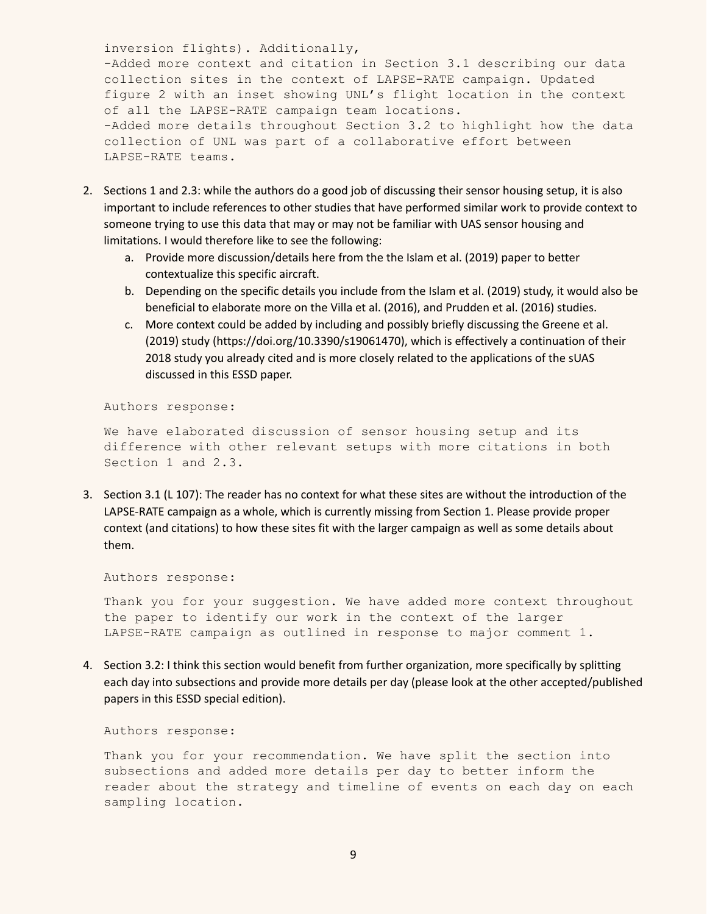inversion flights). Additionally,
-Added more context and citation in Section 3.1 describing our data collection sites in the context of LAPSE-RATE campaign. Updated figure 2 with an inset showing UNL's flight location in the context of all the LAPSE-RATE campaign team locations.
-Added more details throughout Section 3.2 to highlight how the data collection of UNL was part of a collaborative effort between LAPSE-RATE teams.

2. Sections 1 and 2.3: while the authors do a good job of discussing their sensor housing setup, it is also important to include references to other studies that have performed similar work to provide context to someone trying to use this data that may or may not be familiar with UAS sensor housing and limitations. I would therefore like to see the following:
   a. Provide more discussion/details here from the the Islam et al. (2019) paper to better contextualize this specific aircraft.
   b. Depending on the specific details you include from the Islam et al. (2019) study, it would also be beneficial to elaborate more on the Villa et al. (2016), and Prudden et al. (2016) studies.
   c. More context could be added by including and possibly briefly discussing the Greene et al. (2019) study (https://doi.org/10.3390/s19061470), which is effectively a continuation of their 2018 study you already cited and is more closely related to the applications of the sUAS discussed in this ESSD paper.

   Authors response:

   We have elaborated discussion of sensor housing setup and its difference with other relevant setups with more citations in both Section 1 and 2.3.

3. Section 3.1 (L 107): The reader has no context for what these sites are without the introduction of the LAPSE-RATE campaign as a whole, which is currently missing from Section 1. Please provide proper context (and citations) to how these sites fit with the larger campaign as well as some details about them.

   Authors response:

   Thank you for your suggestion. We have added more context throughout the paper to identify our work in the context of the larger LAPSE-RATE campaign as outlined in response to major comment 1.

4. Section 3.2: I think this section would benefit from further organization, more specifically by splitting each day into subsections and provide more details per day (please look at the other accepted/published papers in this ESSD special edition).

   Authors response:

   Thank you for your recommendation. We have split the section into subsections and added more details per day to better inform the reader about the strategy and timeline of events on each day on each sampling location.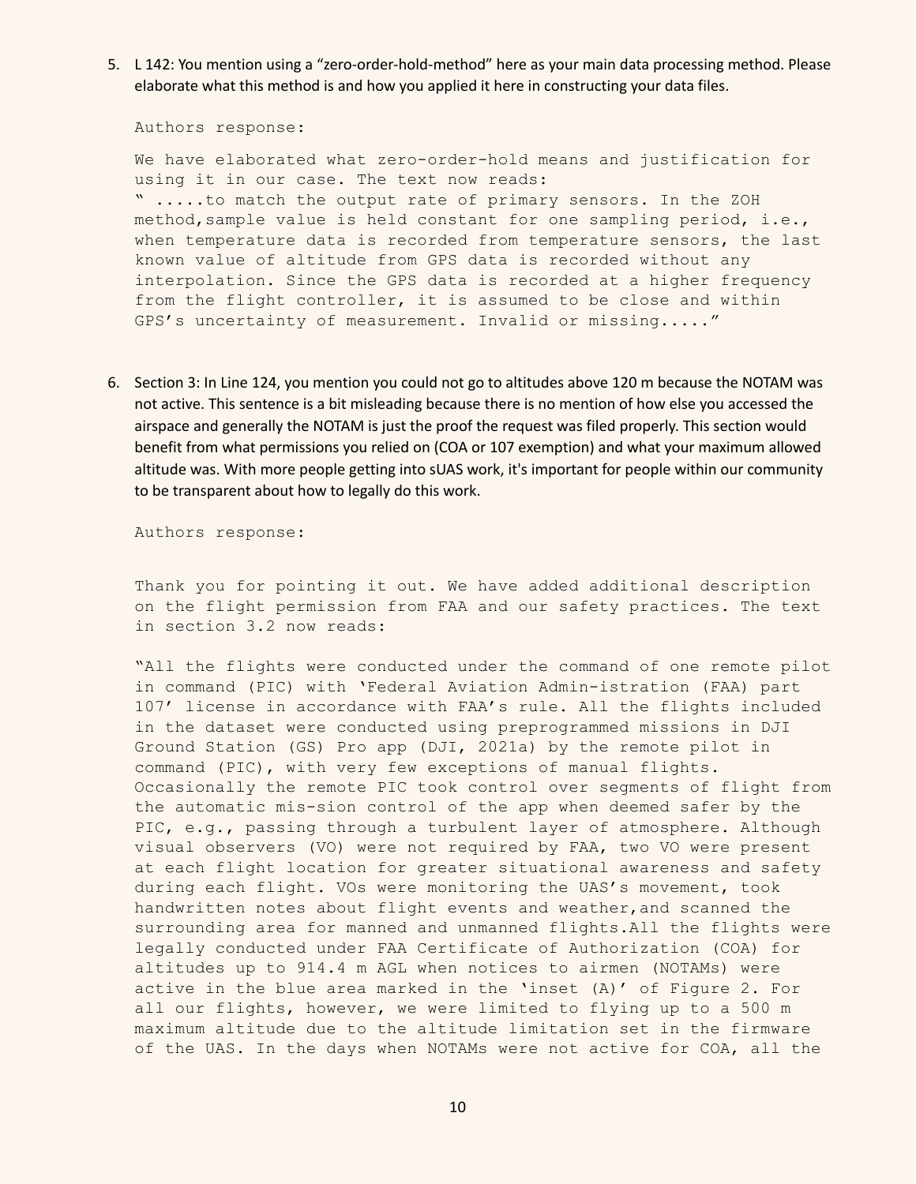5. L 142: You mention using a "zero-order-hold-method" here as your main data processing method. Please elaborate what this method is and how you applied it here in constructing your data files.

   Authors response:

   We have elaborated what zero-order-hold means and justification for using it in our case. The text now reads:
   " .....to match the output rate of primary sensors. In the ZOH method,sample value is held constant for one sampling period, i.e., when temperature data is recorded from temperature sensors, the last known value of altitude from GPS data is recorded without any interpolation. Since the GPS data is recorded at a higher frequency from the flight controller, it is assumed to be close and within GPS's uncertainty of measurement. Invalid or missing....."

6. Section 3: In Line 124, you mention you could not go to altitudes above 120 m because the NOTAM was not active. This sentence is a bit misleading because there is no mention of how else you accessed the airspace and generally the NOTAM is just the proof the request was filed properly. This section would benefit from what permissions you relied on (COA or 107 exemption) and what your maximum allowed altitude was. With more people getting into sUAS work, it's important for people within our community to be transparent about how to legally do this work.

   Authors response:

   Thank you for pointing it out. We have added additional description on the flight permission from FAA and our safety practices. The text in section 3.2 now reads:

   "All the flights were conducted under the command of one remote pilot in command (PIC) with 'Federal Aviation Admin-istration (FAA) part 107' license in accordance with FAA's rule. All the flights included in the dataset were conducted using preprogrammed missions in DJI Ground Station (GS) Pro app (DJI, 2021a) by the remote pilot in command (PIC), with very few exceptions of manual flights. Occasionally the remote PIC took control over segments of flight from the automatic mis-sion control of the app when deemed safer by the PIC, e.g., passing through a turbulent layer of atmosphere. Although visual observers (VO) were not required by FAA, two VO were present at each flight location for greater situational awareness and safety during each flight. VOs were monitoring the UAS's movement, took handwritten notes about flight events and weather,and scanned the surrounding area for manned and unmanned flights.All the flights were legally conducted under FAA Certificate of Authorization (COA) for altitudes up to 914.4 m AGL when notices to airmen (NOTAMs) were active in the blue area marked in the 'inset (A)' of Figure 2. For all our flights, however, we were limited to flying up to a 500 m maximum altitude due to the altitude limitation set in the firmware of the UAS. In the days when NOTAMs were not active for COA, all the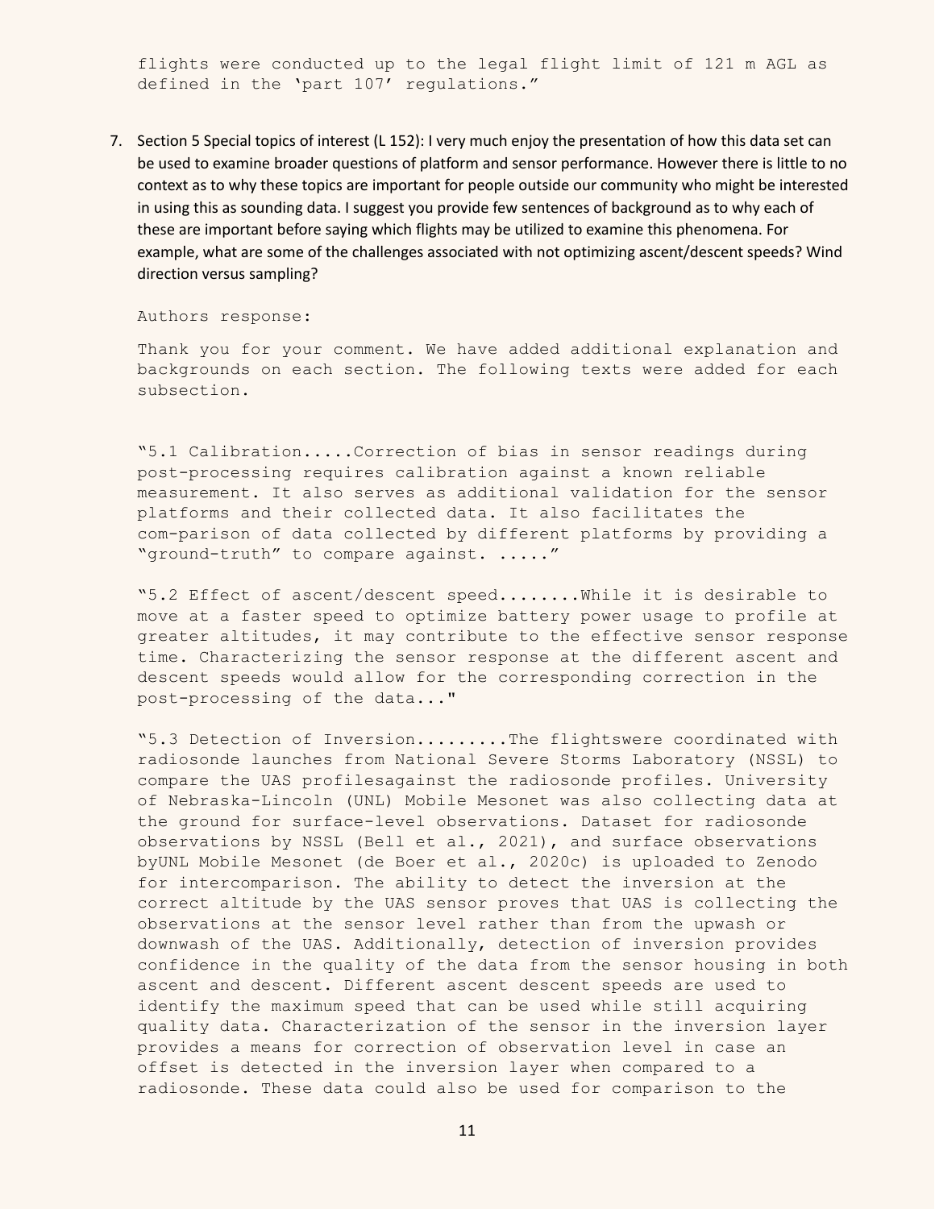flights were conducted up to the legal flight limit of 121 m AGL as defined in the 'part 107' regulations."

7. Section 5 Special topics of interest (L 152): I very much enjoy the presentation of how this data set can be used to examine broader questions of platform and sensor performance. However there is little to no context as to why these topics are important for people outside our community who might be interested in using this as sounding data. I suggest you provide few sentences of background as to why each of these are important before saying which flights may be utilized to examine this phenomena. For example, what are some of the challenges associated with not optimizing ascent/descent speeds? Wind direction versus sampling?

   Authors response:

   Thank you for your comment. We have added additional explanation and backgrounds on each section. The following texts were added for each subsection.

   "5.1 Calibration.....Correction of bias in sensor readings during post-processing requires calibration against a known reliable measurement. It also serves as additional validation for the sensor platforms and their collected data. It also facilitates the com-parison of data collected by different platforms by providing a "ground-truth" to compare against. ....."

   "5.2 Effect of ascent/descent speed........While it is desirable to move at a faster speed to optimize battery power usage to profile at greater altitudes, it may contribute to the effective sensor response time. Characterizing the sensor response at the different ascent and descent speeds would allow for the corresponding correction in the post-processing of the data..."

   "5.3 Detection of Inversion.........The flightswere coordinated with radiosonde launches from National Severe Storms Laboratory (NSSL) to compare the UAS profilesagainst the radiosonde profiles. University of Nebraska-Lincoln (UNL) Mobile Mesonet was also collecting data at the ground for surface-level observations. Dataset for radiosonde observations by NSSL (Bell et al., 2021), and surface observations byUNL Mobile Mesonet (de Boer et al., 2020c) is uploaded to Zenodo for intercomparison. The ability to detect the inversion at the correct altitude by the UAS sensor proves that UAS is collecting the observations at the sensor level rather than from the upwash or downwash of the UAS. Additionally, detection of inversion provides confidence in the quality of the data from the sensor housing in both ascent and descent. Different ascent descent speeds are used to identify the maximum speed that can be used while still acquiring quality data. Characterization of the sensor in the inversion layer provides a means for correction of observation level in case an offset is detected in the inversion layer when compared to a radiosonde. These data could also be used for comparison to the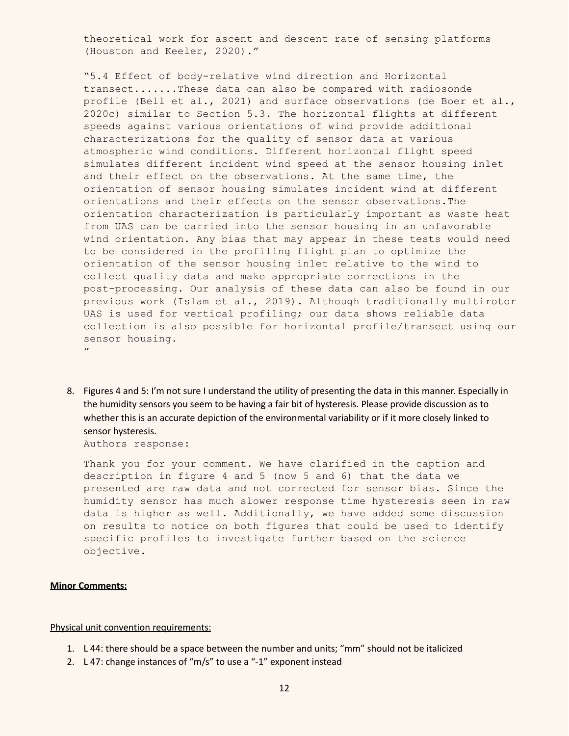theoretical work for ascent and descent rate of sensing platforms (Houston and Keeler, 2020)."

"5.4 Effect of body-relative wind direction and Horizontal transect.......These data can also be compared with radiosonde profile (Bell et al., 2021) and surface observations (de Boer et al., 2020c) similar to Section 5.3. The horizontal flights at different speeds against various orientations of wind provide additional characterizations for the quality of sensor data at various atmospheric wind conditions. Different horizontal flight speed simulates different incident wind speed at the sensor housing inlet and their effect on the observations. At the same time, the orientation of sensor housing simulates incident wind at different orientations and their effects on the sensor observations.The orientation characterization is particularly important as waste heat from UAS can be carried into the sensor housing in an unfavorable wind orientation. Any bias that may appear in these tests would need to be considered in the profiling flight plan to optimize the orientation of the sensor housing inlet relative to the wind to collect quality data and make appropriate corrections in the post-processing. Our analysis of these data can also be found in our previous work (Islam et al., 2019). Although traditionally multirotor UAS is used for vertical profiling; our data shows reliable data collection is also possible for horizontal profile/transect using our sensor housing.
"

8. Figures 4 and 5: I'm not sure I understand the utility of presenting the data in this manner. Especially in the humidity sensors you seem to be having a fair bit of hysteresis. Please provide discussion as to whether this is an accurate depiction of the environmental variability or if it more closely linked to sensor hysteresis.

   Authors response:

   Thank you for your comment. We have clarified in the caption and description in figure 4 and 5 (now 5 and 6) that the data we presented are raw data and not corrected for sensor bias. Since the humidity sensor has much slower response time hysteresis seen in raw data is higher as well. Additionally, we have added some discussion on results to notice on both figures that could be used to identify specific profiles to investigate further based on the science objective.

**Minor Comments:**

Physical unit convention requirements:

1. L 44: there should be a space between the number and units; "mm" should not be italicized
2. L 47: change instances of "m/s" to use a "-1" exponent instead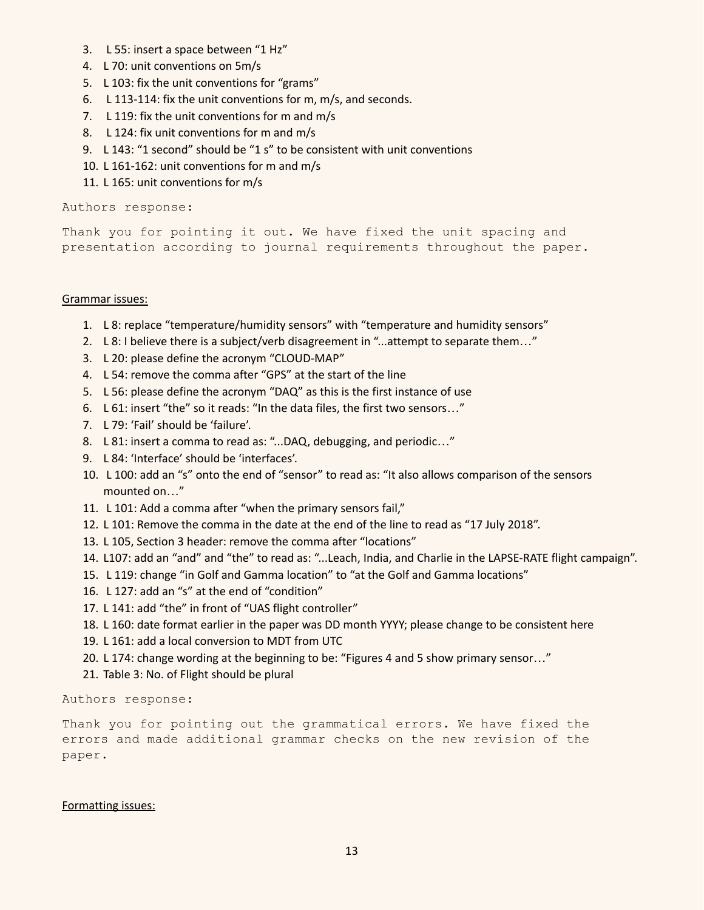3. L 55: insert a space between "1 Hz"
4. L 70: unit conventions on 5m/s
5. L 103: fix the unit conventions for "grams"
6. L 113-114: fix the unit conventions for m, m/s, and seconds.
7. L 119: fix the unit conventions for m and m/s
8. L 124: fix unit conventions for m and m/s
9. L 143: "1 second" should be "1 s" to be consistent with unit conventions
10. L 161-162: unit conventions for m and m/s
11. L 165: unit conventions for m/s

Authors response:

Thank you for pointing it out. We have fixed the unit spacing and presentation according to journal requirements throughout the paper.

Grammar issues:

1. L 8: replace "temperature/humidity sensors" with "temperature and humidity sensors"
2. L 8: I believe there is a subject/verb disagreement in "...attempt to separate them…"
3. L 20: please define the acronym "CLOUD-MAP"
4. L 54: remove the comma after "GPS" at the start of the line
5. L 56: please define the acronym "DAQ" as this is the first instance of use
6. L 61: insert "the" so it reads: "In the data files, the first two sensors…"
7. L 79: 'Fail' should be 'failure'.
8. L 81: insert a comma to read as: "...DAQ, debugging, and periodic…"
9. L 84: 'Interface' should be 'interfaces'.
10. L 100: add an "s" onto the end of "sensor" to read as: "It also allows comparison of the sensors mounted on…"
11. L 101: Add a comma after "when the primary sensors fail,"
12. L 101: Remove the comma in the date at the end of the line to read as "17 July 2018".
13. L 105, Section 3 header: remove the comma after "locations"
14. L107: add an "and" and "the" to read as: "...Leach, India, and Charlie in the LAPSE-RATE flight campaign".
15. L 119: change "in Golf and Gamma location" to "at the Golf and Gamma locations"
16. L 127: add an "s" at the end of "condition"
17. L 141: add "the" in front of "UAS flight controller"
18. L 160: date format earlier in the paper was DD month YYYY; please change to be consistent here
19. L 161: add a local conversion to MDT from UTC
20. L 174: change wording at the beginning to be: "Figures 4 and 5 show primary sensor…"
21. Table 3: No. of Flight should be plural

Authors response:

Thank you for pointing out the grammatical errors. We have fixed the errors and made additional grammar checks on the new revision of the paper.

Formatting issues: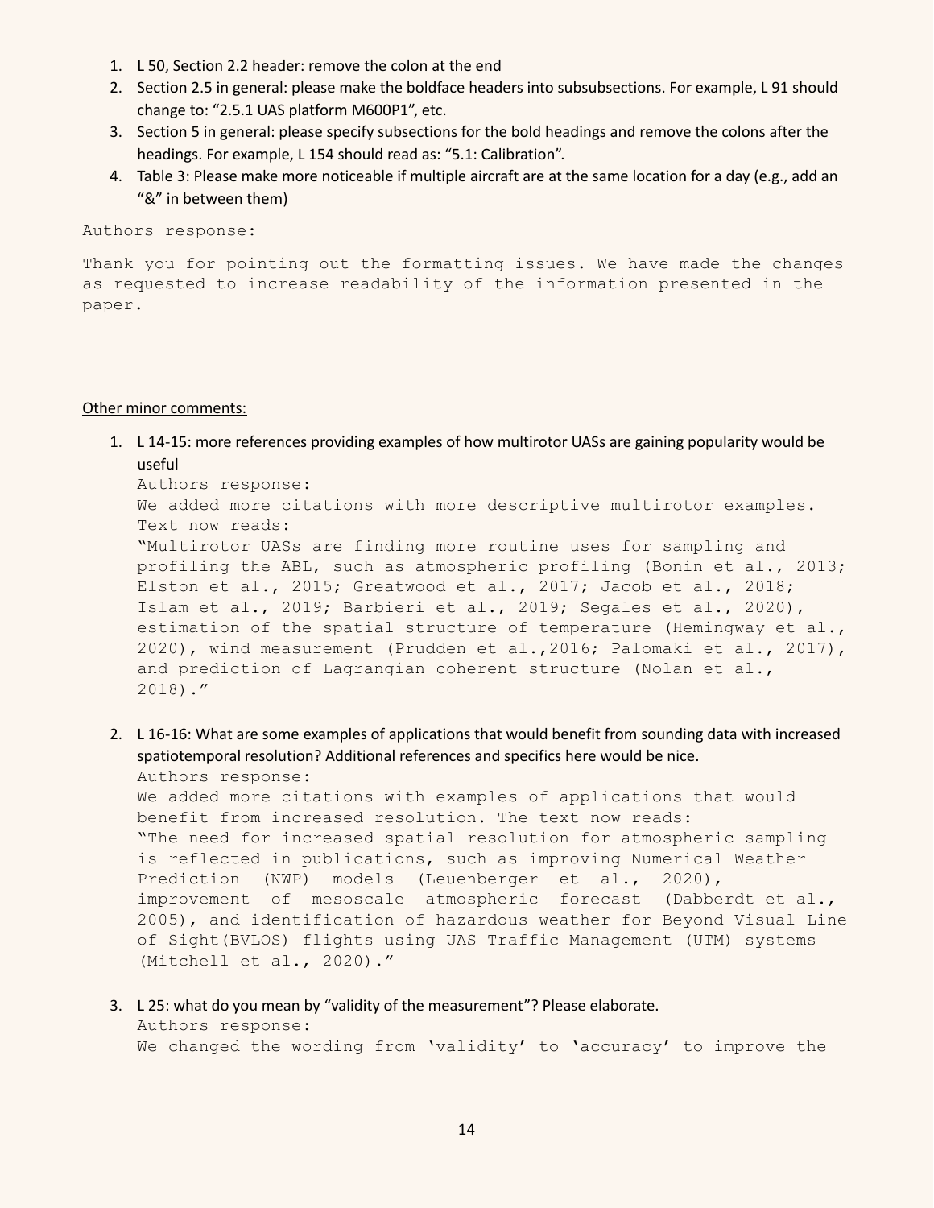1. L 50, Section 2.2 header: remove the colon at the end
2. Section 2.5 in general: please make the boldface headers into subsubsections. For example, L 91 should change to: "2.5.1 UAS platform M600P1", etc.
3. Section 5 in general: please specify subsections for the bold headings and remove the colons after the headings. For example, L 154 should read as: "5.1: Calibration".
4. Table 3: Please make more noticeable if multiple aircraft are at the same location for a day (e.g., add an "&" in between them)

Authors response:

Thank you for pointing out the formatting issues. We have made the changes as requested to increase readability of the information presented in the paper.

Other minor comments:

1. L 14-15: more references providing examples of how multirotor UASs are gaining popularity would be useful

   Authors response:

   We added more citations with more descriptive multirotor examples. Text now reads:

   "Multirotor UASs are finding more routine uses for sampling and profiling the ABL, such as atmospheric profiling (Bonin et al., 2013; Elston et al., 2015; Greatwood et al., 2017; Jacob et al., 2018; Islam et al., 2019; Barbieri et al., 2019; Segales et al., 2020), estimation of the spatial structure of temperature (Hemingway et al., 2020), wind measurement (Prudden et al.,2016; Palomaki et al., 2017), and prediction of Lagrangian coherent structure (Nolan et al., 2018)."

2. L 16-16: What are some examples of applications that would benefit from sounding data with increased spatiotemporal resolution? Additional references and specifics here would be nice.

   Authors response:

   We added more citations with examples of applications that would benefit from increased resolution. The text now reads:

   "The need for increased spatial resolution for atmospheric sampling is reflected in publications, such as improving Numerical Weather Prediction (NWP) models (Leuenberger et al., 2020), improvement of mesoscale atmospheric forecast (Dabberdt et al., 2005), and identification of hazardous weather for Beyond Visual Line of Sight(BVLOS) flights using UAS Traffic Management (UTM) systems (Mitchell et al., 2020)."

3. L 25: what do you mean by "validity of the measurement"? Please elaborate.

   Authors response:

   We changed the wording from 'validity' to 'accuracy' to improve the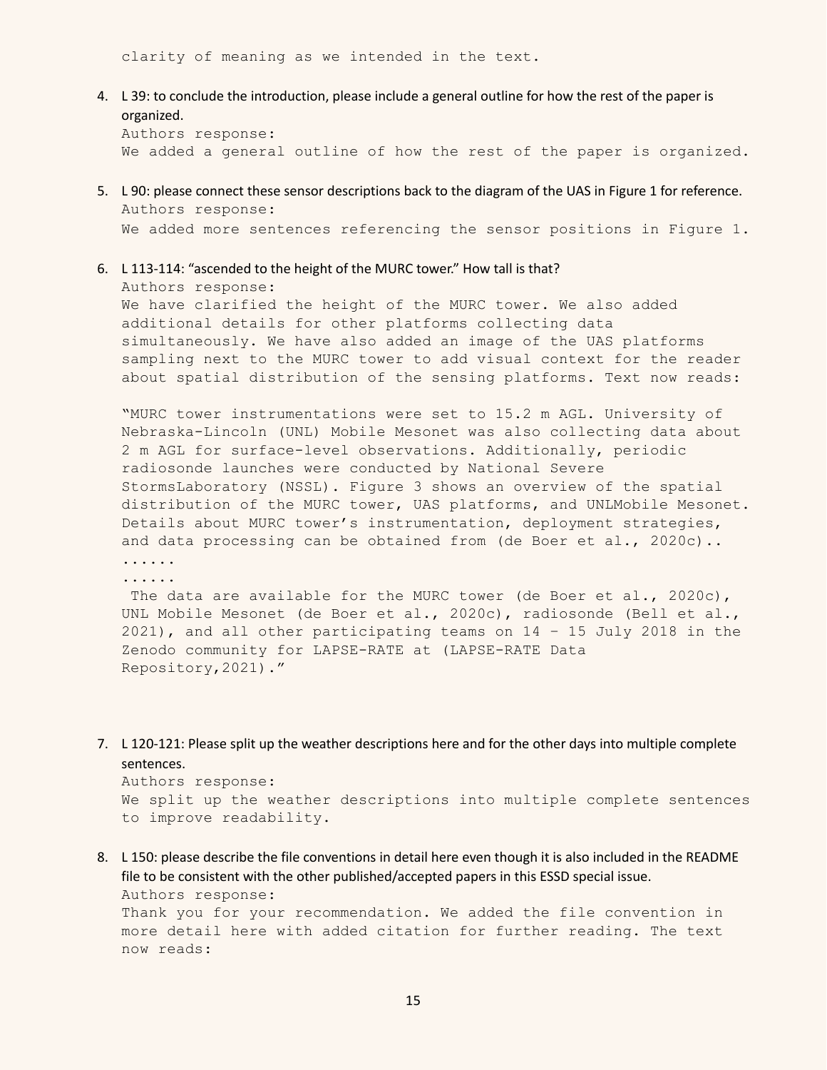clarity of meaning as we intended in the text.

4. L 39: to conclude the introduction, please include a general outline for how the rest of the paper is organized.

   Authors response:

   We added a general outline of how the rest of the paper is organized.

5. L 90: please connect these sensor descriptions back to the diagram of the UAS in Figure 1 for reference.

   Authors response:

   We added more sentences referencing the sensor positions in Figure 1.

6. L 113-114: "ascended to the height of the MURC tower." How tall is that?

   Authors response:

   We have clarified the height of the MURC tower. We also added additional details for other platforms collecting data simultaneously. We have also added an image of the UAS platforms sampling next to the MURC tower to add visual context for the reader about spatial distribution of the sensing platforms. Text now reads:

   "MURC tower instrumentations were set to 15.2 m AGL. University of Nebraska-Lincoln (UNL) Mobile Mesonet was also collecting data about 2 m AGL for surface-level observations. Additionally, periodic radiosonde launches were conducted by National Severe StormsLaboratory (NSSL). Figure 3 shows an overview of the spatial distribution of the MURC tower, UAS platforms, and UNLMobile Mesonet. Details about MURC tower's instrumentation, deployment strategies, and data processing can be obtained from (de Boer et al., 2020c)..

   ......

   ......

   The data are available for the MURC tower (de Boer et al., 2020c), UNL Mobile Mesonet (de Boer et al., 2020c), radiosonde (Bell et al., 2021), and all other participating teams on 14 – 15 July 2018 in the Zenodo community for LAPSE-RATE at (LAPSE-RATE Data Repository,2021)."

7. L 120-121: Please split up the weather descriptions here and for the other days into multiple complete sentences.

   Authors response:

   We split up the weather descriptions into multiple complete sentences to improve readability.

8. L 150: please describe the file conventions in detail here even though it is also included in the README file to be consistent with the other published/accepted papers in this ESSD special issue.

   Authors response:

   Thank you for your recommendation. We added the file convention in more detail here with added citation for further reading. The text now reads: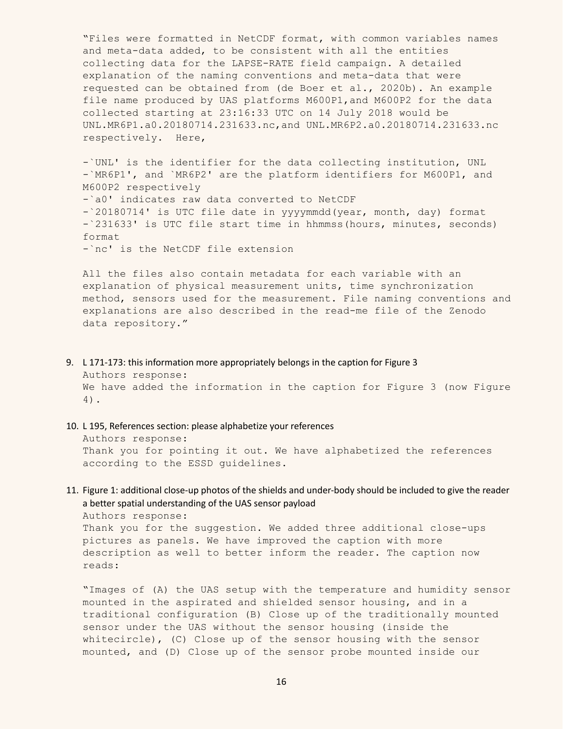"Files were formatted in NetCDF format, with common variables names and meta-data added, to be consistent with all the entities collecting data for the LAPSE-RATE field campaign. A detailed explanation of the naming conventions and meta-data that were requested can be obtained from (de Boer et al., 2020b). An example file name produced by UAS platforms M600P1,and M600P2 for the data collected starting at 23:16:33 UTC on 14 July 2018 would be UNL.MR6P1.a0.20180714.231633.nc,and UNL.MR6P2.a0.20180714.231633.nc respectively. Here,

-`UNL' is the identifier for the data collecting institution, UNL
-`MR6P1', and `MR6P2' are the platform identifiers for M600P1, and M600P2 respectively
-`a0' indicates raw data converted to NetCDF
-`20180714' is UTC file date in yyyymmdd(year, month, day) format
-`231633' is UTC file start time in hhmmss(hours, minutes, seconds) format
-`nc' is the NetCDF file extension

All the files also contain metadata for each variable with an explanation of physical measurement units, time synchronization method, sensors used for the measurement. File naming conventions and explanations are also described in the read-me file of the Zenodo data repository."

9. L 171-173: this information more appropriately belongs in the caption for Figure 3
   Authors response:
   We have added the information in the caption for Figure 3 (now Figure 4).

10. L 195, References section: please alphabetize your references
    Authors response:
    Thank you for pointing it out. We have alphabetized the references according to the ESSD guidelines.

11. Figure 1: additional close-up photos of the shields and under-body should be included to give the reader a better spatial understanding of the UAS sensor payload
    Authors response:
    Thank you for the suggestion. We added three additional close-ups pictures as panels. We have improved the caption with more description as well to better inform the reader. The caption now reads:

    "Images of (A) the UAS setup with the temperature and humidity sensor mounted in the aspirated and shielded sensor housing, and in a traditional configuration (B) Close up of the traditionally mounted sensor under the UAS without the sensor housing (inside the whitecircle), (C) Close up of the sensor housing with the sensor mounted, and (D) Close up of the sensor probe mounted inside our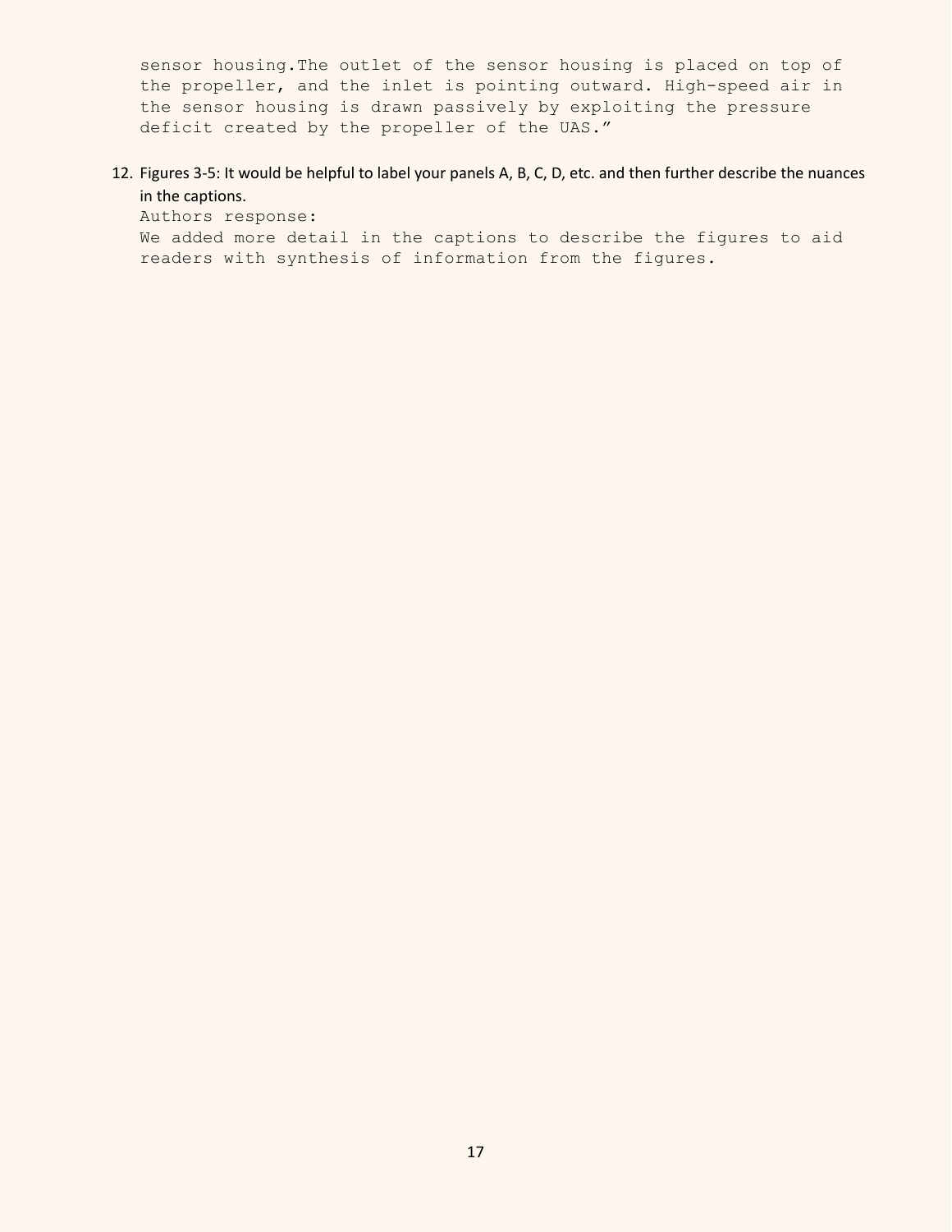sensor housing.The outlet of the sensor housing is placed on top of the propeller, and the inlet is pointing outward. High-speed air in the sensor housing is drawn passively by exploiting the pressure deficit created by the propeller of the UAS."

12. Figures 3-5: It would be helpful to label your panels A, B, C, D, etc. and then further describe the nuances in the captions.

    Authors response:

    We added more detail in the captions to describe the figures to aid readers with synthesis of information from the figures.